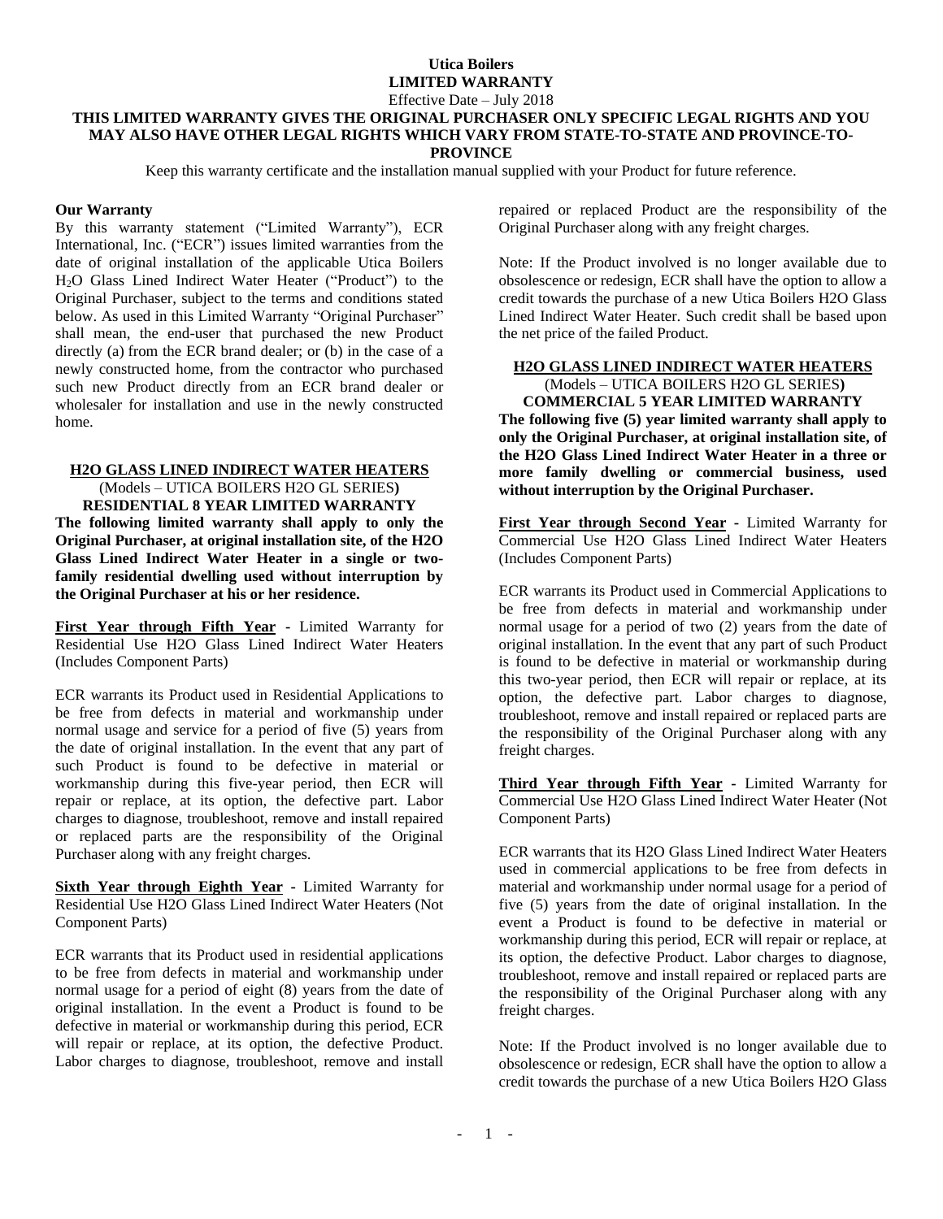**Utica Boilers**
**LIMITED WARRANTY**
Effective Date – July 2018
**THIS LIMITED WARRANTY GIVES THE ORIGINAL PURCHASER ONLY SPECIFIC LEGAL RIGHTS AND YOU MAY ALSO HAVE OTHER LEGAL RIGHTS WHICH VARY FROM STATE-TO-STATE AND PROVINCE-TO-PROVINCE**

Keep this warranty certificate and the installation manual supplied with your Product for future reference.

**Our Warranty**

By this warranty statement ("Limited Warranty"), ECR International, Inc. ("ECR") issues limited warranties from the date of original installation of the applicable Utica Boilers $H_2O$ Glass Lined Indirect Water Heater ("Product") to the Original Purchaser, subject to the terms and conditions stated below. As used in this Limited Warranty "Original Purchaser" shall mean, the end-user that purchased the new Product directly (a) from the ECR brand dealer; or (b) in the case of a newly constructed home, from the contractor who purchased such new Product directly from an ECR brand dealer or wholesaler for installation and use in the newly constructed home.

**H2O GLASS LINED INDIRECT WATER HEATERS**
(Models – UTICA BOILERS H2O GL SERIES)
**RESIDENTIAL 8 YEAR LIMITED WARRANTY**

**The following limited warranty shall apply to only the Original Purchaser, at original installation site, of the H2O Glass Lined Indirect Water Heater in a single or two-family residential dwelling used without interruption by the Original Purchaser at his or her residence.**

**First Year through Fifth Year** - Limited Warranty for Residential Use H2O Glass Lined Indirect Water Heaters (Includes Component Parts)

ECR warrants its Product used in Residential Applications to be free from defects in material and workmanship under normal usage and service for a period of five (5) years from the date of original installation. In the event that any part of such Product is found to be defective in material or workmanship during this five-year period, then ECR will repair or replace, at its option, the defective part. Labor charges to diagnose, troubleshoot, remove and install repaired or replaced parts are the responsibility of the Original Purchaser along with any freight charges.

**Sixth Year through Eighth Year** - Limited Warranty for Residential Use H2O Glass Lined Indirect Water Heaters (Not Component Parts)

ECR warrants that its Product used in residential applications to be free from defects in material and workmanship under normal usage for a period of eight (8) years from the date of original installation. In the event a Product is found to be defective in material or workmanship during this period, ECR will repair or replace, at its option, the defective Product. Labor charges to diagnose, troubleshoot, remove and install repaired or replaced Product are the responsibility of the Original Purchaser along with any freight charges.

Note: If the Product involved is no longer available due to obsolescence or redesign, ECR shall have the option to allow a credit towards the purchase of a new Utica Boilers H2O Glass Lined Indirect Water Heater. Such credit shall be based upon the net price of the failed Product.

**H2O GLASS LINED INDIRECT WATER HEATERS**
(Models – UTICA BOILERS H2O GL SERIES)
**COMMERCIAL 5 YEAR LIMITED WARRANTY**

**The following five (5) year limited warranty shall apply to only the Original Purchaser, at original installation site, of the H2O Glass Lined Indirect Water Heater in a three or more family dwelling or commercial business, used without interruption by the Original Purchaser.**

**First Year through Second Year** - Limited Warranty for Commercial Use H2O Glass Lined Indirect Water Heaters (Includes Component Parts)

ECR warrants its Product used in Commercial Applications to be free from defects in material and workmanship under normal usage for a period of two (2) years from the date of original installation. In the event that any part of such Product is found to be defective in material or workmanship during this two-year period, then ECR will repair or replace, at its option, the defective part. Labor charges to diagnose, troubleshoot, remove and install repaired or replaced parts are the responsibility of the Original Purchaser along with any freight charges.

**Third Year through Fifth Year** - Limited Warranty for Commercial Use H2O Glass Lined Indirect Water Heater (Not Component Parts)

ECR warrants that its H2O Glass Lined Indirect Water Heaters used in commercial applications to be free from defects in material and workmanship under normal usage for a period of five (5) years from the date of original installation. In the event a Product is found to be defective in material or workmanship during this period, ECR will repair or replace, at its option, the defective Product. Labor charges to diagnose, troubleshoot, remove and install repaired or replaced parts are the responsibility of the Original Purchaser along with any freight charges.

Note: If the Product involved is no longer available due to obsolescence or redesign, ECR shall have the option to allow a credit towards the purchase of a new Utica Boilers H2O Glass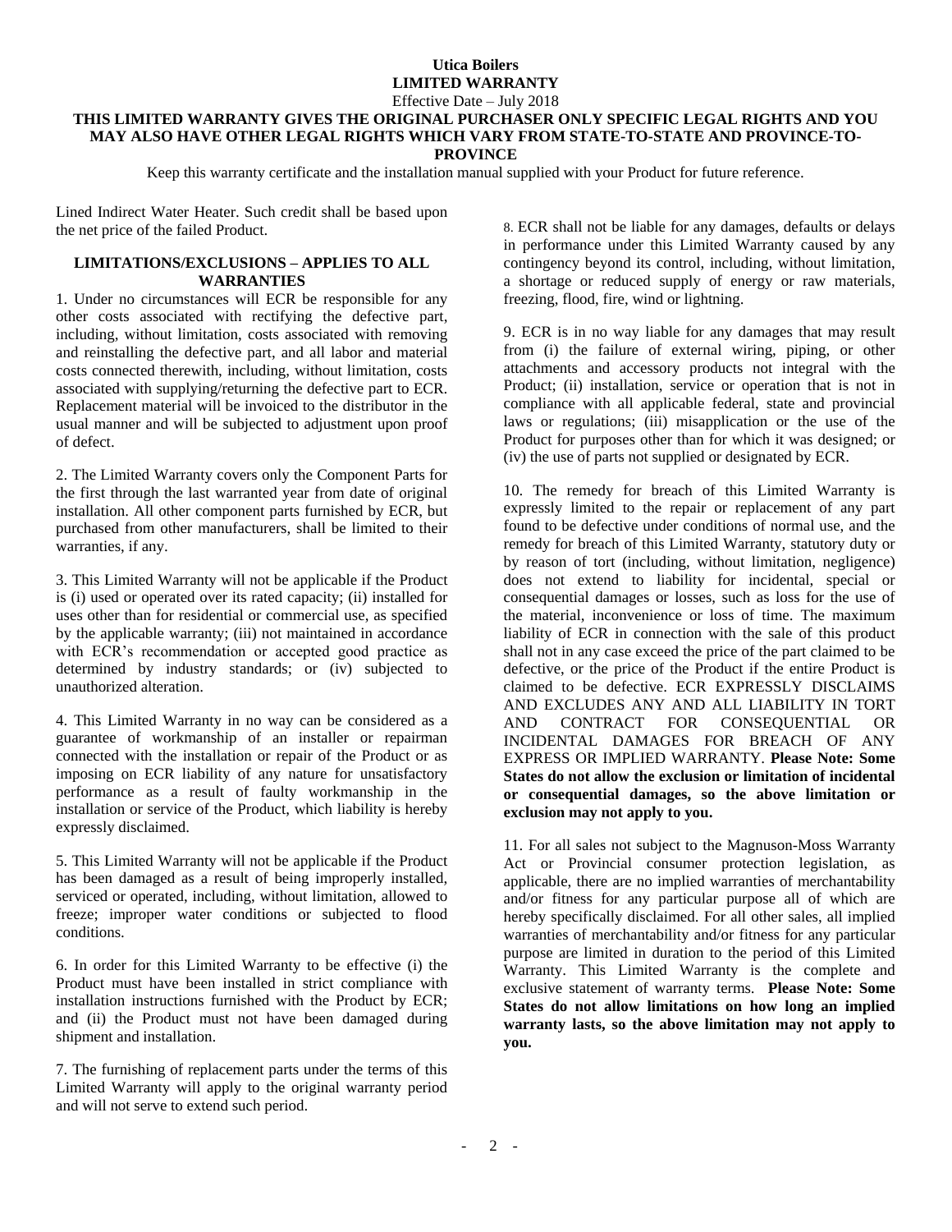**Utica Boilers**

**LIMITED WARRANTY**

Effective Date – July 2018

**THIS LIMITED WARRANTY GIVES THE ORIGINAL PURCHASER ONLY SPECIFIC LEGAL RIGHTS AND YOU MAY ALSO HAVE OTHER LEGAL RIGHTS WHICH VARY FROM STATE-TO-STATE AND PROVINCE-TO-PROVINCE**

Keep this warranty certificate and the installation manual supplied with your Product for future reference.

Lined Indirect Water Heater. Such credit shall be based upon the net price of the failed Product.

### LIMITATIONS/EXCLUSIONS – APPLIES TO ALL WARRANTIES

1. Under no circumstances will ECR be responsible for any other costs associated with rectifying the defective part, including, without limitation, costs associated with removing and reinstalling the defective part, and all labor and material costs connected therewith, including, without limitation, costs associated with supplying/returning the defective part to ECR. Replacement material will be invoiced to the distributor in the usual manner and will be subjected to adjustment upon proof of defect.

2. The Limited Warranty covers only the Component Parts for the first through the last warranted year from date of original installation. All other component parts furnished by ECR, but purchased from other manufacturers, shall be limited to their warranties, if any.

3. This Limited Warranty will not be applicable if the Product is (i) used or operated over its rated capacity; (ii) installed for uses other than for residential or commercial use, as specified by the applicable warranty; (iii) not maintained in accordance with ECR's recommendation or accepted good practice as determined by industry standards; or (iv) subjected to unauthorized alteration.

4. This Limited Warranty in no way can be considered as a guarantee of workmanship of an installer or repairman connected with the installation or repair of the Product or as imposing on ECR liability of any nature for unsatisfactory performance as a result of faulty workmanship in the installation or service of the Product, which liability is hereby expressly disclaimed.

5. This Limited Warranty will not be applicable if the Product has been damaged as a result of being improperly installed, serviced or operated, including, without limitation, allowed to freeze; improper water conditions or subjected to flood conditions.

6. In order for this Limited Warranty to be effective (i) the Product must have been installed in strict compliance with installation instructions furnished with the Product by ECR; and (ii) the Product must not have been damaged during shipment and installation.

7. The furnishing of replacement parts under the terms of this Limited Warranty will apply to the original warranty period and will not serve to extend such period.

8. ECR shall not be liable for any damages, defaults or delays in performance under this Limited Warranty caused by any contingency beyond its control, including, without limitation, a shortage or reduced supply of energy or raw materials, freezing, flood, fire, wind or lightning.

9. ECR is in no way liable for any damages that may result from (i) the failure of external wiring, piping, or other attachments and accessory products not integral with the Product; (ii) installation, service or operation that is not in compliance with all applicable federal, state and provincial laws or regulations; (iii) misapplication or the use of the Product for purposes other than for which it was designed; or (iv) the use of parts not supplied or designated by ECR.

10. The remedy for breach of this Limited Warranty is expressly limited to the repair or replacement of any part found to be defective under conditions of normal use, and the remedy for breach of this Limited Warranty, statutory duty or by reason of tort (including, without limitation, negligence) does not extend to liability for incidental, special or consequential damages or losses, such as loss for the use of the material, inconvenience or loss of time. The maximum liability of ECR in connection with the sale of this product shall not in any case exceed the price of the part claimed to be defective, or the price of the Product if the entire Product is claimed to be defective. ECR EXPRESSLY DISCLAIMS AND EXCLUDES ANY AND ALL LIABILITY IN TORT AND CONTRACT FOR CONSEQUENTIAL OR INCIDENTAL DAMAGES FOR BREACH OF ANY EXPRESS OR IMPLIED WARRANTY. **Please Note: Some States do not allow the exclusion or limitation of incidental or consequential damages, so the above limitation or exclusion may not apply to you.**

11. For all sales not subject to the Magnuson-Moss Warranty Act or Provincial consumer protection legislation, as applicable, there are no implied warranties of merchantability and/or fitness for any particular purpose all of which are hereby specifically disclaimed. For all other sales, all implied warranties of merchantability and/or fitness for any particular purpose are limited in duration to the period of this Limited Warranty. This Limited Warranty is the complete and exclusive statement of warranty terms. **Please Note: Some States do not allow limitations on how long an implied warranty lasts, so the above limitation may not apply to you.**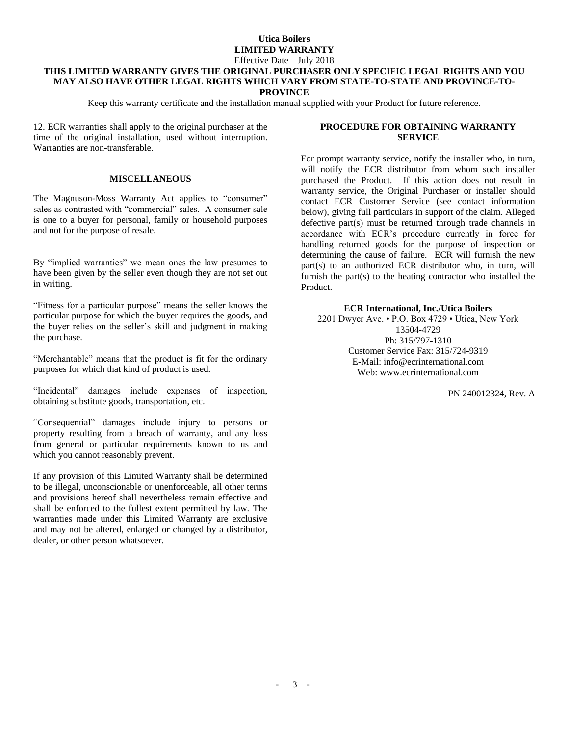**Utica Boilers**
**LIMITED WARRANTY**
Effective Date – July 2018
**THIS LIMITED WARRANTY GIVES THE ORIGINAL PURCHASER ONLY SPECIFIC LEGAL RIGHTS AND YOU MAY ALSO HAVE OTHER LEGAL RIGHTS WHICH VARY FROM STATE-TO-STATE AND PROVINCE-TO-PROVINCE**

Keep this warranty certificate and the installation manual supplied with your Product for future reference.

12. ECR warranties shall apply to the original purchaser at the time of the original installation, used without interruption. Warranties are non-transferable.

### MISCELLANEOUS

The Magnuson-Moss Warranty Act applies to "consumer" sales as contrasted with "commercial" sales. A consumer sale is one to a buyer for personal, family or household purposes and not for the purpose of resale.

By "implied warranties" we mean ones the law presumes to have been given by the seller even though they are not set out in writing.

"Fitness for a particular purpose" means the seller knows the particular purpose for which the buyer requires the goods, and the buyer relies on the seller's skill and judgment in making the purchase.

"Merchantable" means that the product is fit for the ordinary purposes for which that kind of product is used.

"Incidental" damages include expenses of inspection, obtaining substitute goods, transportation, etc.

"Consequential" damages include injury to persons or property resulting from a breach of warranty, and any loss from general or particular requirements known to us and which you cannot reasonably prevent.

If any provision of this Limited Warranty shall be determined to be illegal, unconscionable or unenforceable, all other terms and provisions hereof shall nevertheless remain effective and shall be enforced to the fullest extent permitted by law. The warranties made under this Limited Warranty are exclusive and may not be altered, enlarged or changed by a distributor, dealer, or other person whatsoever.

### PROCEDURE FOR OBTAINING WARRANTY SERVICE

For prompt warranty service, notify the installer who, in turn, will notify the ECR distributor from whom such installer purchased the Product. If this action does not result in warranty service, the Original Purchaser or installer should contact ECR Customer Service (see contact information below), giving full particulars in support of the claim. Alleged defective part(s) must be returned through trade channels in accordance with ECR's procedure currently in force for handling returned goods for the purpose of inspection or determining the cause of failure. ECR will furnish the new part(s) to an authorized ECR distributor who, in turn, will furnish the part(s) to the heating contractor who installed the Product.

**ECR International, Inc./Utica Boilers**
2201 Dwyer Ave. • P.O. Box 4729 • Utica, New York 13504-4729
Ph: 315/797-1310
Customer Service Fax: 315/724-9319
E-Mail: info@ecrinternational.com
Web: www.ecrinternational.com

PN 240012324, Rev. A